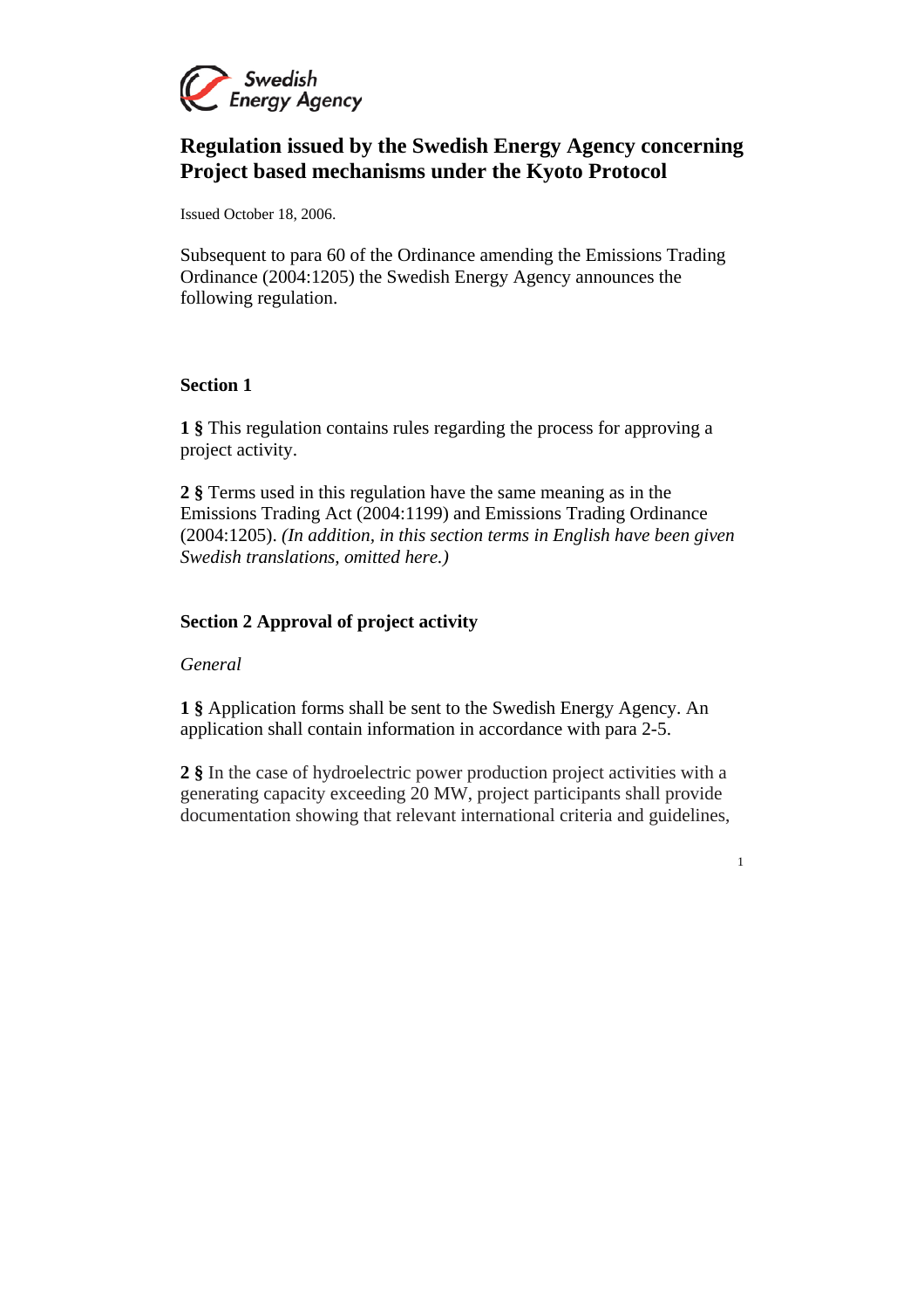Swedish Energy Agency

# Regulation issued by the Swedish Energy Agency concerning Project based mechanisms under the Kyoto Protocol

Issued October 18, 2006.

Subsequent to para 60 of the Ordinance amending the Emissions Trading Ordinance (2004:1205) the Swedish Energy Agency announces the following regulation.

## Section 1

**1 §** This regulation contains rules regarding the process for approving a project activity.

**2 §** Terms used in this regulation have the same meaning as in the Emissions Trading Act (2004:1199) and Emissions Trading Ordinance (2004:1205). *(In addition, in this section terms in English have been given Swedish translations, omitted here.)*

## Section 2 Approval of project activity

*General*

**1 §** Application forms shall be sent to the Swedish Energy Agency. An application shall contain information in accordance with para 2-5.

**2 §** In the case of hydroelectric power production project activities with a generating capacity exceeding 20 MW, project participants shall provide documentation showing that relevant international criteria and guidelines,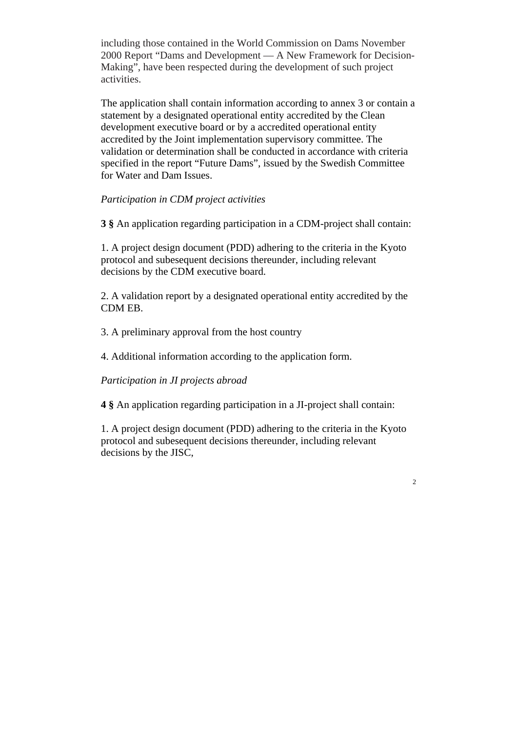including those contained in the World Commission on Dams November 2000 Report “Dams and Development — A New Framework for Decision-Making”, have been respected during the development of such project activities.

The application shall contain information according to annex 3 or contain a statement by a designated operational entity accredited by the Clean development executive board or by a accredited operational entity accredited by the Joint implementation supervisory committee. The validation or determination shall be conducted in accordance with criteria specified in the report “Future Dams”, issued by the Swedish Committee for Water and Dam Issues.

*Participation in CDM project activities*

**3 §** An application regarding participation in a CDM-project shall contain:

1. A project design document (PDD) adhering to the criteria in the Kyoto protocol and subesequent decisions thereunder, including relevant decisions by the CDM executive board.

2. A validation report by a designated operational entity accredited by the CDM EB.

3. A preliminary approval from the host country

4. Additional information according to the application form.

*Participation in JI projects abroad*

**4 §** An application regarding participation in a JI-project shall contain:

1. A project design document (PDD) adhering to the criteria in the Kyoto protocol and subesequent decisions thereunder, including relevant decisions by the JISC,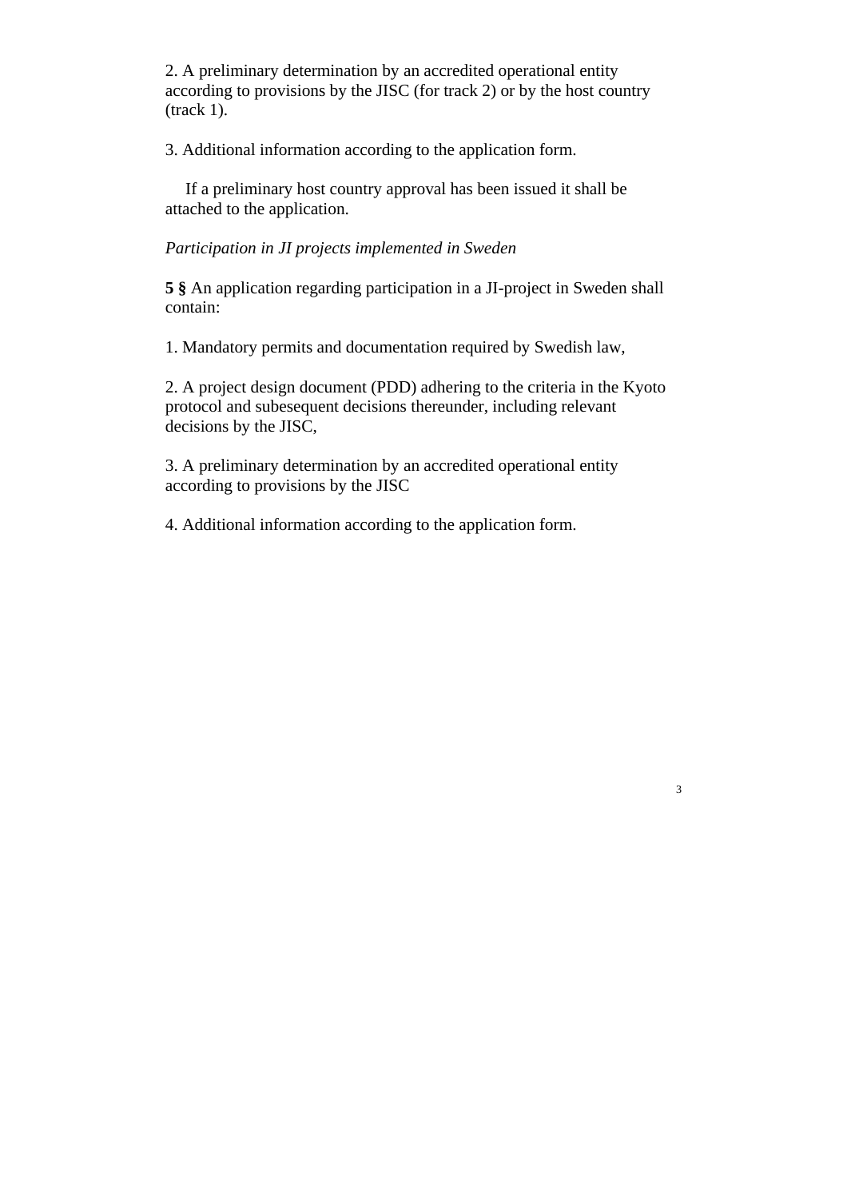2. A preliminary determination by an accredited operational entity according to provisions by the JISC (for track 2) or by the host country (track 1).

3. Additional information according to the application form.

If a preliminary host country approval has been issued it shall be attached to the application.

*Participation in JI projects implemented in Sweden*

**5 §** An application regarding participation in a JI-project in Sweden shall contain:

1. Mandatory permits and documentation required by Swedish law,

2. A project design document (PDD) adhering to the criteria in the Kyoto protocol and subesequent decisions thereunder, including relevant decisions by the JISC,

3. A preliminary determination by an accredited operational entity according to provisions by the JISC

4. Additional information according to the application form.